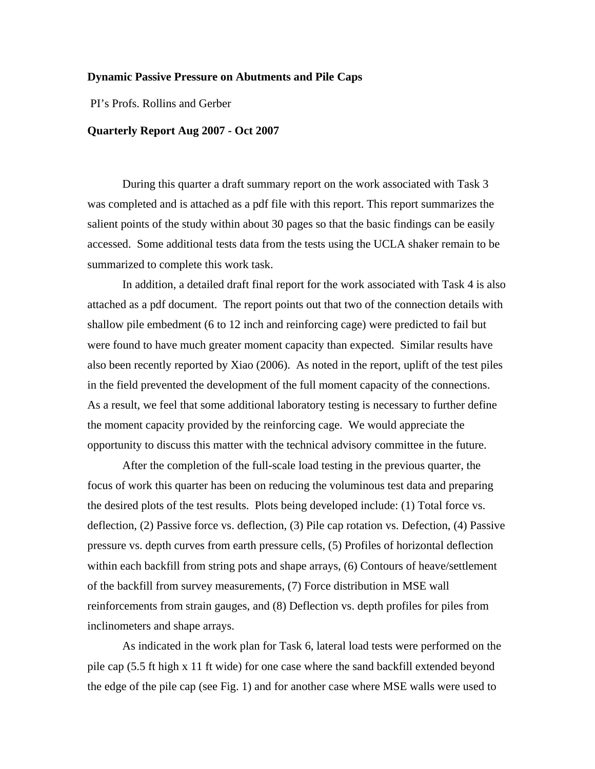**Dynamic Passive Pressure on Abutments and Pile Caps**

PI's Profs. Rollins and Gerber

**Quarterly Report Aug 2007 - Oct 2007**

During this quarter a draft summary report on the work associated with Task 3 was completed and is attached as a pdf file with this report. This report summarizes the salient points of the study within about 30 pages so that the basic findings can be easily accessed. Some additional tests data from the tests using the UCLA shaker remain to be summarized to complete this work task.

In addition, a detailed draft final report for the work associated with Task 4 is also attached as a pdf document. The report points out that two of the connection details with shallow pile embedment (6 to 12 inch and reinforcing cage) were predicted to fail but were found to have much greater moment capacity than expected. Similar results have also been recently reported by Xiao (2006). As noted in the report, uplift of the test piles in the field prevented the development of the full moment capacity of the connections. As a result, we feel that some additional laboratory testing is necessary to further define the moment capacity provided by the reinforcing cage. We would appreciate the opportunity to discuss this matter with the technical advisory committee in the future.

After the completion of the full-scale load testing in the previous quarter, the focus of work this quarter has been on reducing the voluminous test data and preparing the desired plots of the test results. Plots being developed include: (1) Total force vs. deflection, (2) Passive force vs. deflection, (3) Pile cap rotation vs. Defection, (4) Passive pressure vs. depth curves from earth pressure cells, (5) Profiles of horizontal deflection within each backfill from string pots and shape arrays, (6) Contours of heave/settlement of the backfill from survey measurements, (7) Force distribution in MSE wall reinforcements from strain gauges, and (8) Deflection vs. depth profiles for piles from inclinometers and shape arrays.

As indicated in the work plan for Task 6, lateral load tests were performed on the pile cap (5.5 ft high x 11 ft wide) for one case where the sand backfill extended beyond the edge of the pile cap (see Fig. 1) and for another case where MSE walls were used to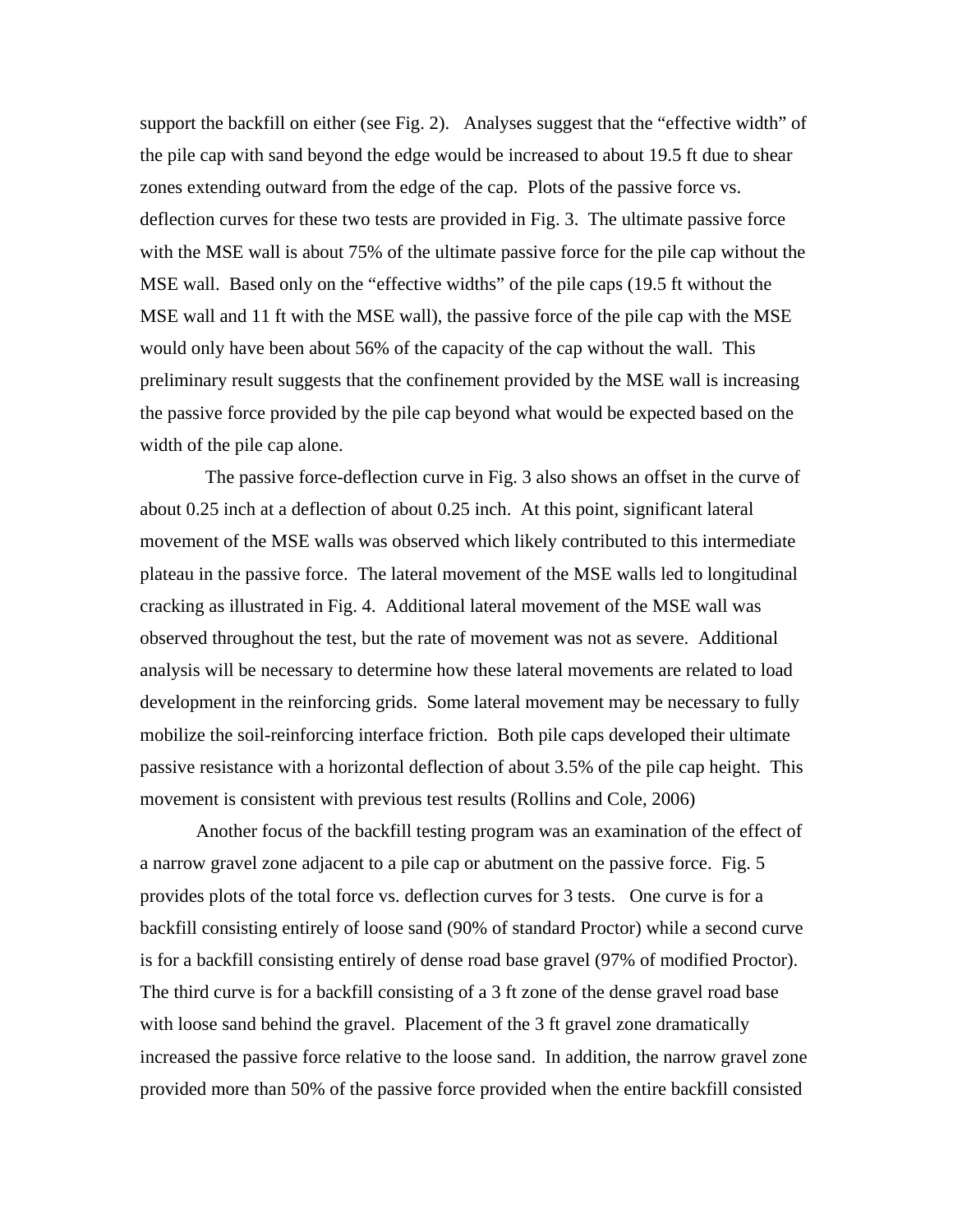support the backfill on either (see Fig. 2). Analyses suggest that the "effective width" of the pile cap with sand beyond the edge would be increased to about 19.5 ft due to shear zones extending outward from the edge of the cap. Plots of the passive force vs. deflection curves for these two tests are provided in Fig. 3. The ultimate passive force with the MSE wall is about 75% of the ultimate passive force for the pile cap without the MSE wall. Based only on the "effective widths" of the pile caps (19.5 ft without the MSE wall and 11 ft with the MSE wall), the passive force of the pile cap with the MSE would only have been about 56% of the capacity of the cap without the wall. This preliminary result suggests that the confinement provided by the MSE wall is increasing the passive force provided by the pile cap beyond what would be expected based on the width of the pile cap alone.

The passive force-deflection curve in Fig. 3 also shows an offset in the curve of about 0.25 inch at a deflection of about 0.25 inch. At this point, significant lateral movement of the MSE walls was observed which likely contributed to this intermediate plateau in the passive force. The lateral movement of the MSE walls led to longitudinal cracking as illustrated in Fig. 4. Additional lateral movement of the MSE wall was observed throughout the test, but the rate of movement was not as severe. Additional analysis will be necessary to determine how these lateral movements are related to load development in the reinforcing grids. Some lateral movement may be necessary to fully mobilize the soil-reinforcing interface friction. Both pile caps developed their ultimate passive resistance with a horizontal deflection of about 3.5% of the pile cap height. This movement is consistent with previous test results (Rollins and Cole, 2006)

Another focus of the backfill testing program was an examination of the effect of a narrow gravel zone adjacent to a pile cap or abutment on the passive force. Fig. 5 provides plots of the total force vs. deflection curves for 3 tests. One curve is for a backfill consisting entirely of loose sand (90% of standard Proctor) while a second curve is for a backfill consisting entirely of dense road base gravel (97% of modified Proctor). The third curve is for a backfill consisting of a 3 ft zone of the dense gravel road base with loose sand behind the gravel. Placement of the 3 ft gravel zone dramatically increased the passive force relative to the loose sand. In addition, the narrow gravel zone provided more than 50% of the passive force provided when the entire backfill consisted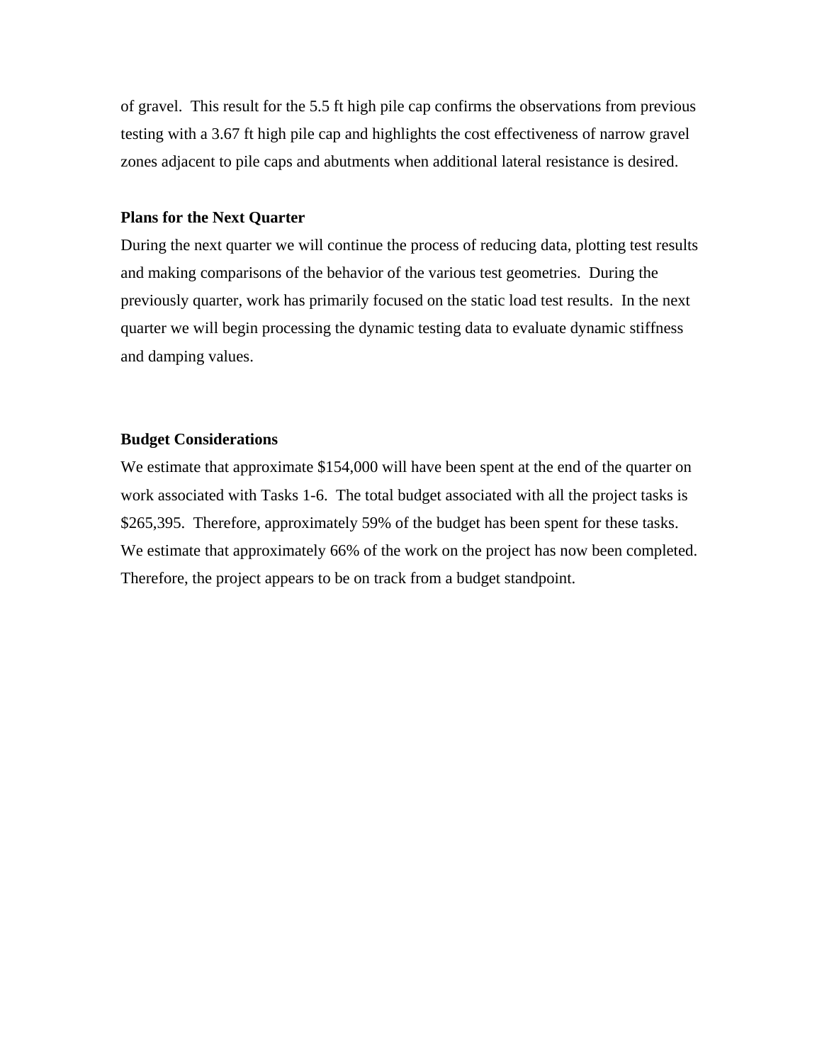of gravel. This result for the 5.5 ft high pile cap confirms the observations from previous testing with a 3.67 ft high pile cap and highlights the cost effectiveness of narrow gravel zones adjacent to pile caps and abutments when additional lateral resistance is desired.

**Plans for the Next Quarter**

During the next quarter we will continue the process of reducing data, plotting test results and making comparisons of the behavior of the various test geometries. During the previously quarter, work has primarily focused on the static load test results. In the next quarter we will begin processing the dynamic testing data to evaluate dynamic stiffness and damping values.

**Budget Considerations**

We estimate that approximate $154,000 will have been spent at the end of the quarter on work associated with Tasks 1-6. The total budget associated with all the project tasks is $265,395. Therefore, approximately 59% of the budget has been spent for these tasks. We estimate that approximately 66% of the work on the project has now been completed. Therefore, the project appears to be on track from a budget standpoint.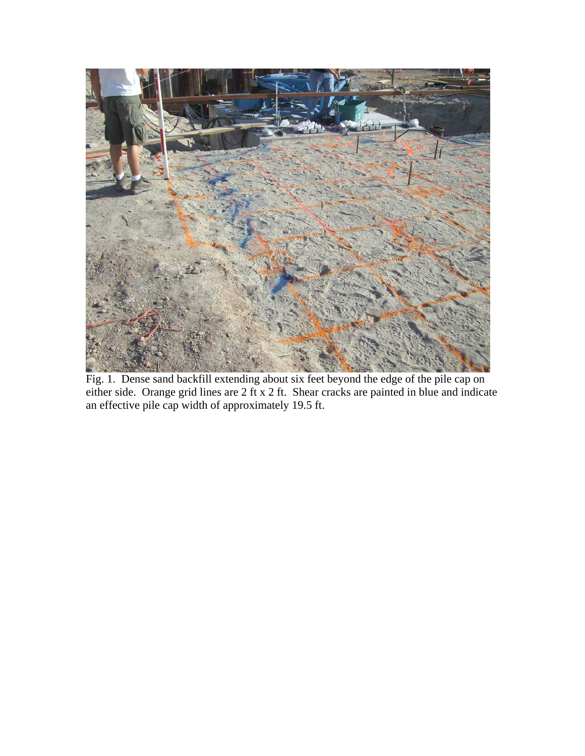Fig. 1. Dense sand backfill extending about six feet beyond the edge of the pile cap on either side. Orange grid lines are 2 ft x 2 ft. Shear cracks are painted in blue and indicate an effective pile cap width of approximately 19.5 ft.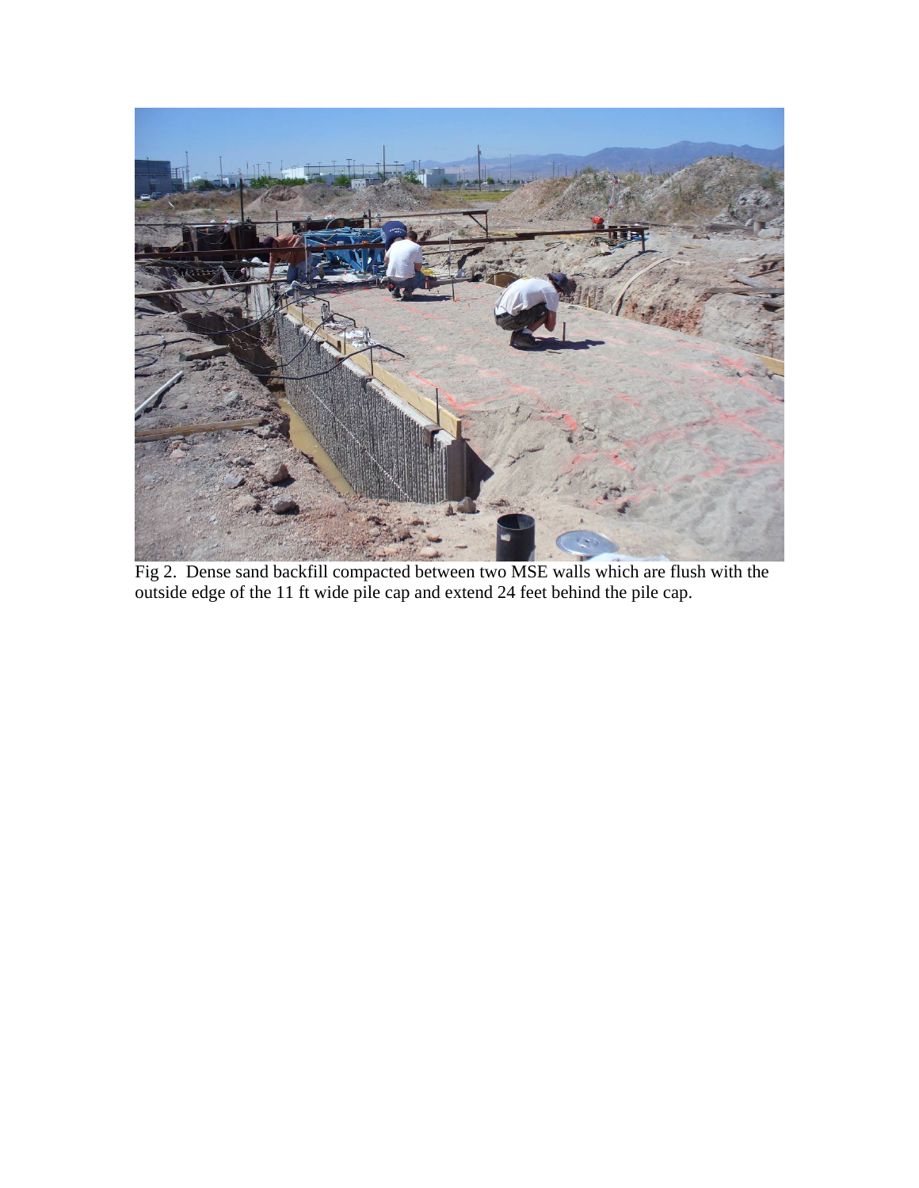Fig 2. Dense sand backfill compacted between two MSE walls which are flush with the outside edge of the 11 ft wide pile cap and extend 24 feet behind the pile cap.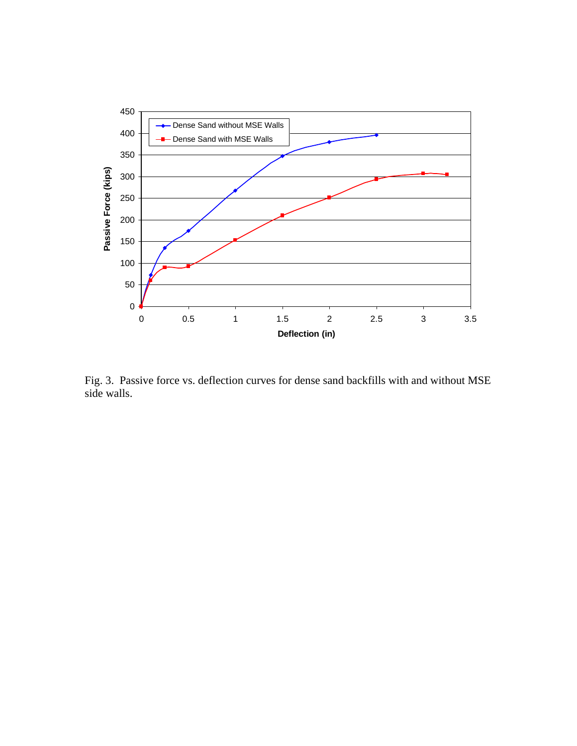Fig. 3. Passive force vs. deflection curves for dense sand backfills with and without MSE side walls.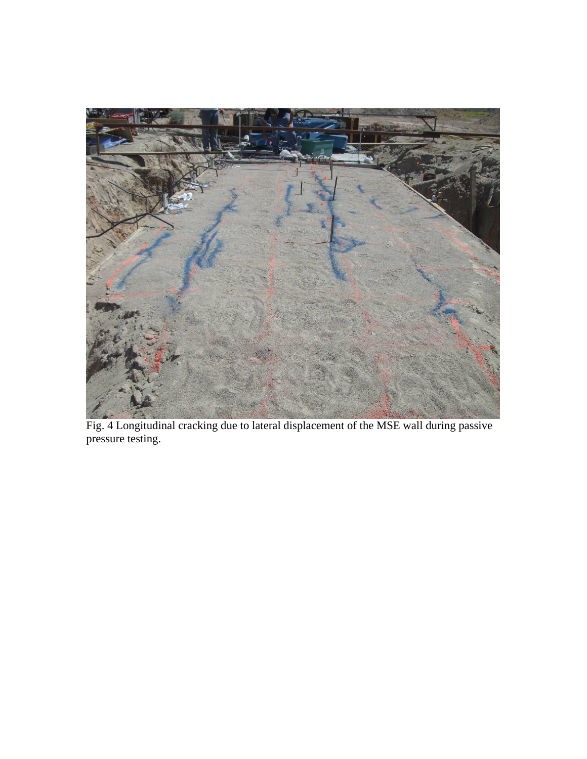Fig. 4 Longitudinal cracking due to lateral displacement of the MSE wall during passive pressure testing.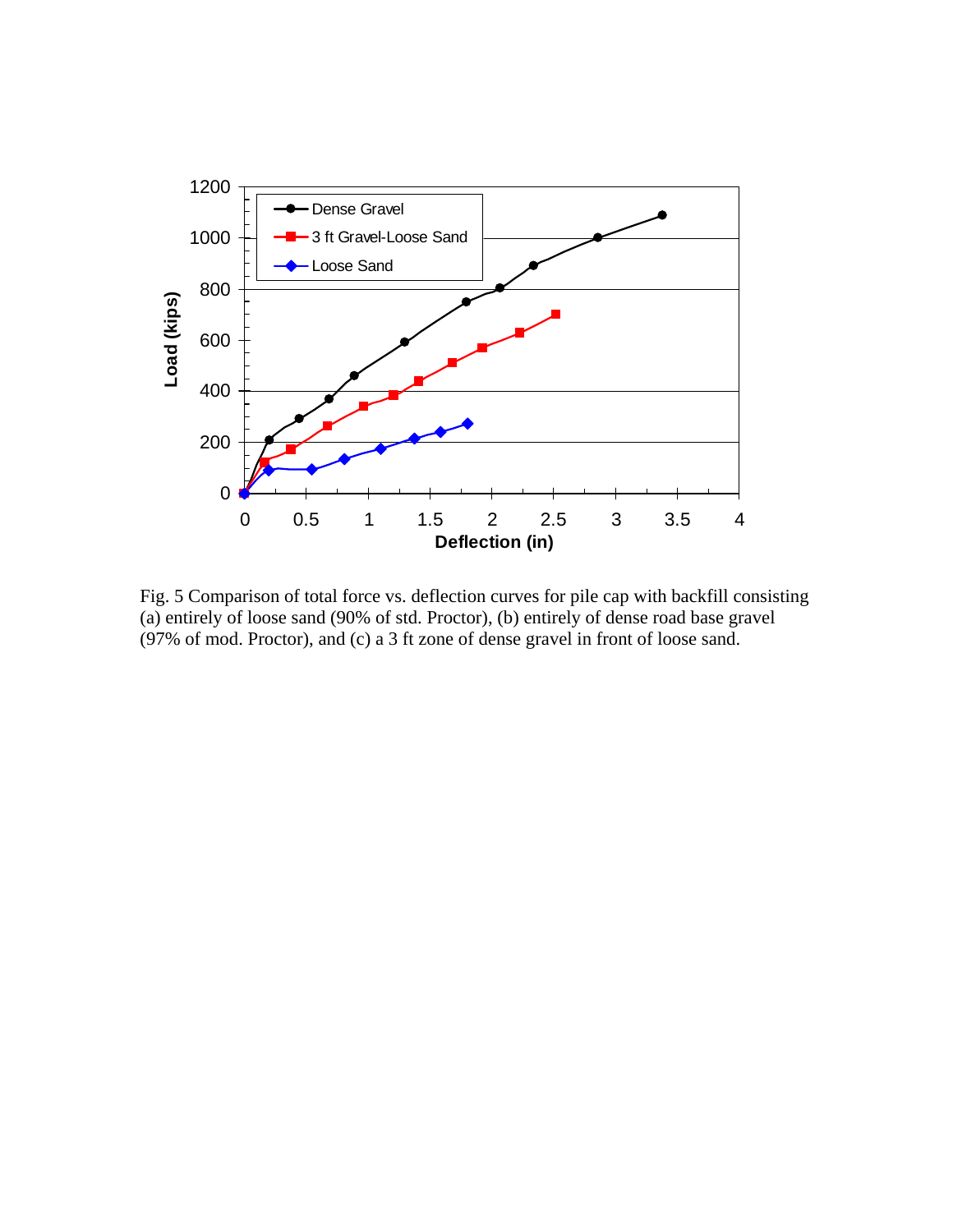1200
1000
800
600
400
200
0

Load (kips)

0
0.5
1
1.5
2
2.5
3
3.5
4

Deflection (in)

Dense Gravel
3 ft Gravel-Loose Sand
Loose Sand

Fig. 5 Comparison of total force vs. deflection curves for pile cap with backfill consisting (a) entirely of loose sand (90% of std. Proctor), (b) entirely of dense road base gravel (97% of mod. Proctor), and (c) a 3 ft zone of dense gravel in front of loose sand.